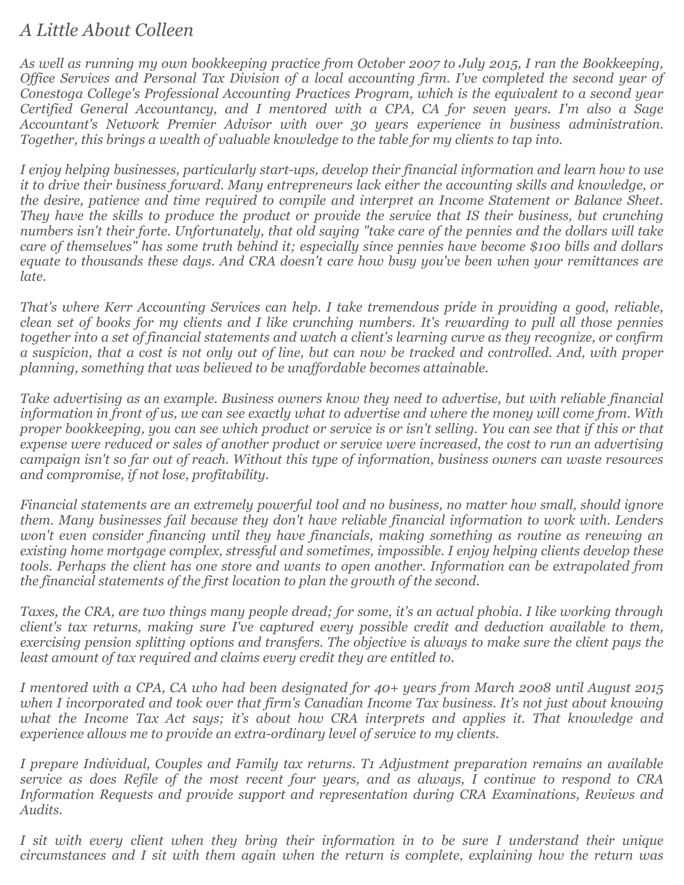# *A Little About Colleen*

*As well as running my own bookkeeping practice from October 2007 to July 2015, I ran the Bookkeeping, Office Services and Personal Tax Division of a local accounting firm. I've completed the second year of Conestoga College's Professional Accounting Practices Program, which is the equivalent to a second year Certified General Accountancy, and I mentored with a CPA, CA for seven years. I'm also a Sage Accountant's Network Premier Advisor with over 30 years experience in business administration. Together, this brings a wealth of valuable knowledge to the table for my clients to tap into.*

*I enjoy helping businesses, particularly start-ups, develop their financial information and learn how to use it to drive their business forward. Many entrepreneurs lack either the accounting skills and knowledge, or the desire, patience and time required to compile and interpret an Income Statement or Balance Sheet. They have the skills to produce the product or provide the service that IS their business, but crunching numbers isn't their forte. Unfortunately, that old saying "take care of the pennies and the dollars will take care of themselves" has some truth behind it; especially since pennies have become $100 bills and dollars equate to thousands these days. And CRA doesn't care how busy you've been when your remittances are late.*

*That's where Kerr Accounting Services can help. I take tremendous pride in providing a good, reliable, clean set of books for my clients and I like crunching numbers. It's rewarding to pull all those pennies together into a set of financial statements and watch a client's learning curve as they recognize, or confirm a suspicion, that a cost is not only out of line, but can now be tracked and controlled. And, with proper planning, something that was believed to be unaffordable becomes attainable.*

*Take advertising as an example. Business owners know they need to advertise, but with reliable financial information in front of us, we can see exactly what to advertise and where the money will come from. With proper bookkeeping, you can see which product or service is or isn't selling. You can see that if this or that expense were reduced or sales of another product or service were increased, the cost to run an advertising campaign isn't so far out of reach. Without this type of information, business owners can waste resources and compromise, if not lose, profitability.*

*Financial statements are an extremely powerful tool and no business, no matter how small, should ignore them. Many businesses fail because they don't have reliable financial information to work with. Lenders won't even consider financing until they have financials, making something as routine as renewing an existing home mortgage complex, stressful and sometimes, impossible. I enjoy helping clients develop these tools. Perhaps the client has one store and wants to open another. Information can be extrapolated from the financial statements of the first location to plan the growth of the second.*

*Taxes, the CRA, are two things many people dread; for some, it's an actual phobia. I like working through client's tax returns, making sure I've captured every possible credit and deduction available to them, exercising pension splitting options and transfers. The objective is always to make sure the client pays the least amount of tax required and claims every credit they are entitled to.*

*I mentored with a CPA, CA who had been designated for 40+ years from March 2008 until August 2015 when I incorporated and took over that firm's Canadian Income Tax business. It's not just about knowing what the Income Tax Act says; it's about how CRA interprets and applies it. That knowledge and experience allows me to provide an extra-ordinary level of service to my clients.*

*I prepare Individual, Couples and Family tax returns. T1 Adjustment preparation remains an available service as does Refile of the most recent four years, and as always, I continue to respond to CRA Information Requests and provide support and representation during CRA Examinations, Reviews and Audits.*

*I sit with every client when they bring their information in to be sure I understand their unique circumstances and I sit with them again when the return is complete, explaining how the return was*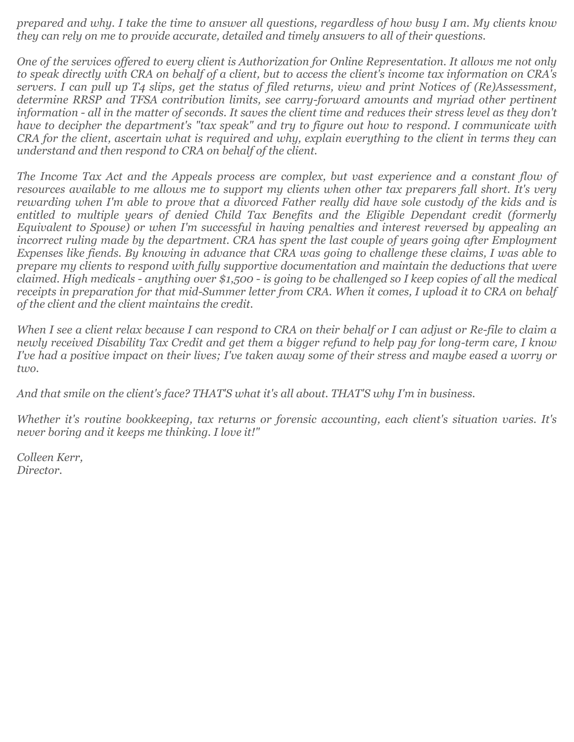*prepared and why. I take the time to answer all questions, regardless of how busy I am. My clients know they can rely on me to provide accurate, detailed and timely answers to all of their questions.*

*One of the services offered to every client is Authorization for Online Representation. It allows me not only to speak directly with CRA on behalf of a client, but to access the client's income tax information on CRA's servers. I can pull up T4 slips, get the status of filed returns, view and print Notices of (Re)Assessment, determine RRSP and TFSA contribution limits, see carry-forward amounts and myriad other pertinent information - all in the matter of seconds. It saves the client time and reduces their stress level as they don't have to decipher the department's "tax speak" and try to figure out how to respond. I communicate with CRA for the client, ascertain what is required and why, explain everything to the client in terms they can understand and then respond to CRA on behalf of the client.*

*The Income Tax Act and the Appeals process are complex, but vast experience and a constant flow of resources available to me allows me to support my clients when other tax preparers fall short. It's very rewarding when I'm able to prove that a divorced Father really did have sole custody of the kids and is entitled to multiple years of denied Child Tax Benefits and the Eligible Dependant credit (formerly Equivalent to Spouse) or when I'm successful in having penalties and interest reversed by appealing an incorrect ruling made by the department. CRA has spent the last couple of years going after Employment Expenses like fiends. By knowing in advance that CRA was going to challenge these claims, I was able to prepare my clients to respond with fully supportive documentation and maintain the deductions that were claimed. High medicals - anything over $1,500 - is going to be challenged so I keep copies of all the medical receipts in preparation for that mid-Summer letter from CRA. When it comes, I upload it to CRA on behalf of the client and the client maintains the credit.*

*When I see a client relax because I can respond to CRA on their behalf or I can adjust or Re-file to claim a newly received Disability Tax Credit and get them a bigger refund to help pay for long-term care, I know I've had a positive impact on their lives; I've taken away some of their stress and maybe eased a worry or two.*

*And that smile on the client's face? THAT'S what it's all about. THAT'S why I'm in business.*

*Whether it's routine bookkeeping, tax returns or forensic accounting, each client's situation varies. It's never boring and it keeps me thinking. I love it!"*

*Colleen Kerr,*
*Director.*